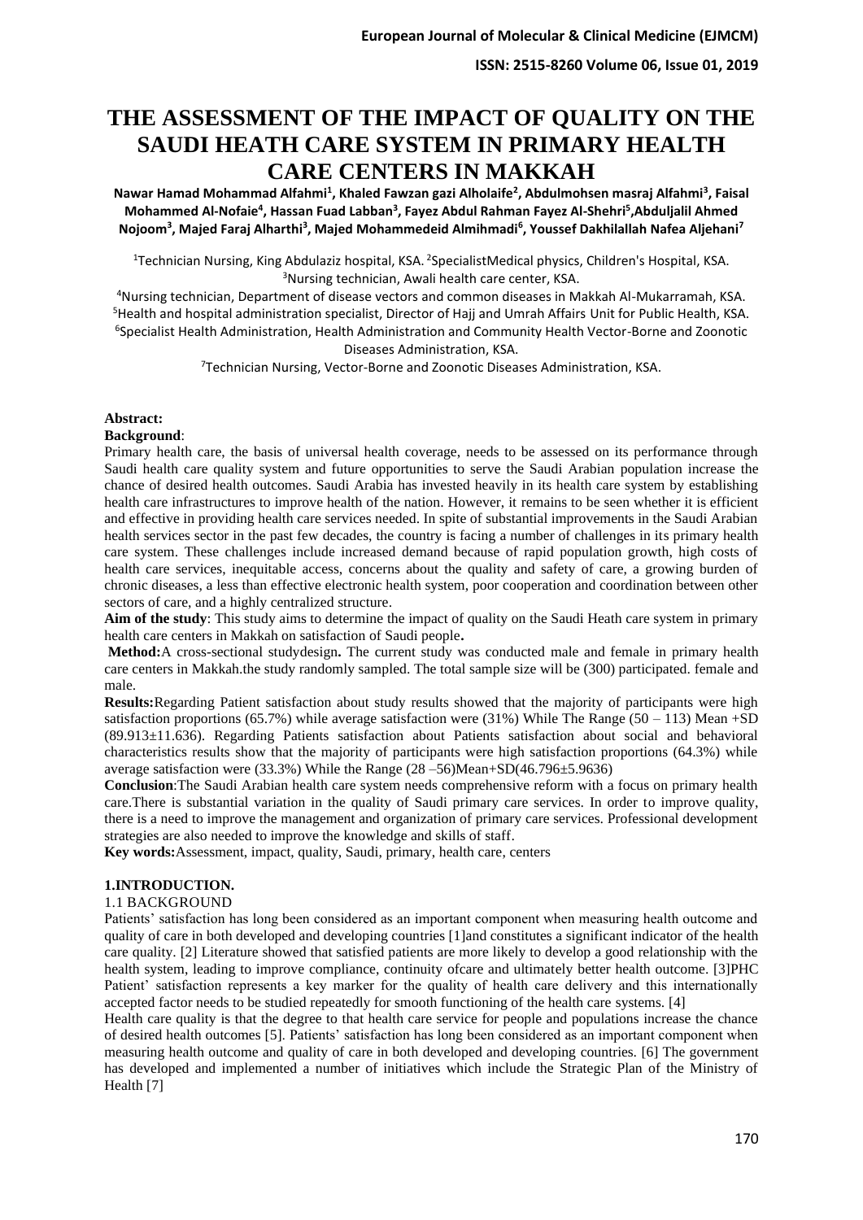# THE ASSESSMENT OF THE IMPACT OF QUALITY ON THE SAUDI HEATH CARE SYSTEM IN PRIMARY HEALTH CARE CENTERS IN MAKKAH

**Nawar Hamad Mohammad Alfahmi[1], Khaled Fawzan gazi Alholaife[2], Abdulmohsen masraj Alfahmi[3], Faisal Mohammed Al-Nofaie[4], Hassan Fuad Labban[3], Fayez Abdul Rahman Fayez Al-Shehri[5],Abduljalil Ahmed Nojoom[3], Majed Faraj Alharthi[3], Majed Mohammedeid Almihmadi[6], Youssef Dakhilallah Nafea Aljehani[7]**

[1]Technician Nursing, King Abdulaziz hospital, KSA. [2]SpecialistMedical physics, Children's Hospital, KSA.
[3]Nursing technician, Awali health care center, KSA.
[4]Nursing technician, Department of disease vectors and common diseases in Makkah Al-Mukarramah, KSA.
[5]Health and hospital administration specialist, Director of Hajj and Umrah Affairs Unit for Public Health, KSA.
[6]Specialist Health Administration, Health Administration and Community Health Vector-Borne and Zoonotic Diseases Administration, KSA.
[7]Technician Nursing, Vector-Borne and Zoonotic Diseases Administration, KSA.

**Abstract:**

**Background**:
Primary health care, the basis of universal health coverage, needs to be assessed on its performance through Saudi health care quality system and future opportunities to serve the Saudi Arabian population increase the chance of desired health outcomes. Saudi Arabia has invested heavily in its health care system by establishing health care infrastructures to improve health of the nation. However, it remains to be seen whether it is efficient and effective in providing health care services needed. In spite of substantial improvements in the Saudi Arabian health services sector in the past few decades, the country is facing a number of challenges in its primary health care system. These challenges include increased demand because of rapid population growth, high costs of health care services, inequitable access, concerns about the quality and safety of care, a growing burden of chronic diseases, a less than effective electronic health system, poor cooperation and coordination between other sectors of care, and a highly centralized structure.

**Aim of the study**: This study aims to determine the impact of quality on the Saudi Heath care system in primary health care centers in Makkah on satisfaction of Saudi people**.**

**Method:**A cross-sectional studydesign**.** The current study was conducted male and female in primary health care centers in Makkah.the study randomly sampled. The total sample size will be (300) participated. female and male.

**Results:**Regarding Patient satisfaction about study results showed that the majority of participants were high satisfaction proportions (65.7%) while average satisfaction were (31%) While The Range (50 – 113) Mean +SD (89.913±11.636). Regarding Patients satisfaction about Patients satisfaction about social and behavioral characteristics results show that the majority of participants were high satisfaction proportions (64.3%) while average satisfaction were (33.3%) While the Range (28 –56)Mean+SD(46.796±5.9636)

**Conclusion**:The Saudi Arabian health care system needs comprehensive reform with a focus on primary health care.There is substantial variation in the quality of Saudi primary care services. In order to improve quality, there is a need to improve the management and organization of primary care services. Professional development strategies are also needed to improve the knowledge and skills of staff.

**Key words:**Assessment, impact, quality, Saudi, primary, health care, centers

## 1.INTRODUCTION.

### 1.1 BACKGROUND

Patients' satisfaction has long been considered as an important component when measuring health outcome and quality of care in both developed and developing countries [1]and constitutes a significant indicator of the health care quality. [2] Literature showed that satisfied patients are more likely to develop a good relationship with the health system, leading to improve compliance, continuity ofcare and ultimately better health outcome. [3]PHC Patient' satisfaction represents a key marker for the quality of health care delivery and this internationally accepted factor needs to be studied repeatedly for smooth functioning of the health care systems. [4]

Health care quality is that the degree to that health care service for people and populations increase the chance of desired health outcomes [5]. Patients' satisfaction has long been considered as an important component when measuring health outcome and quality of care in both developed and developing countries. [6] The government has developed and implemented a number of initiatives which include the Strategic Plan of the Ministry of Health [7]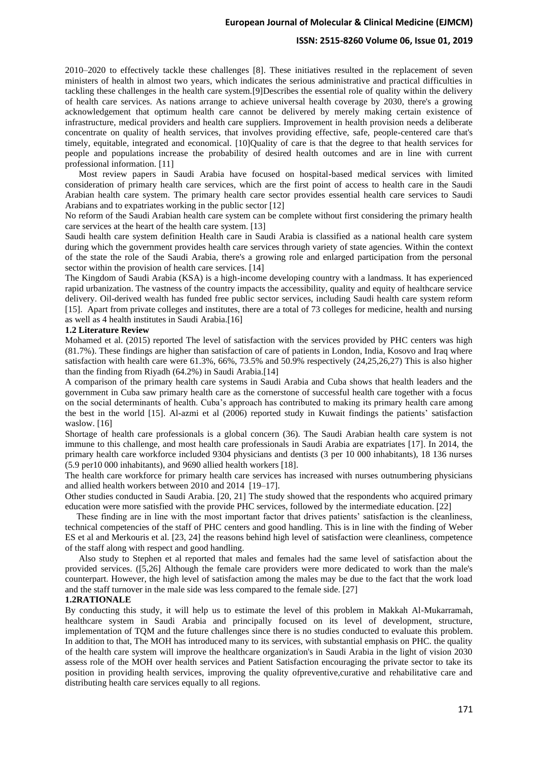2010–2020 to effectively tackle these challenges [8]. These initiatives resulted in the replacement of seven ministers of health in almost two years, which indicates the serious administrative and practical difficulties in tackling these challenges in the health care system.[9]Describes the essential role of quality within the delivery of health care services. As nations arrange to achieve universal health coverage by 2030, there's a growing acknowledgement that optimum health care cannot be delivered by merely making certain existence of infrastructure, medical providers and health care suppliers. Improvement in health provision needs a deliberate concentrate on quality of health services, that involves providing effective, safe, people-centered care that's timely, equitable, integrated and economical. [10]Quality of care is that the degree to that health services for people and populations increase the probability of desired health outcomes and are in line with current professional information. [11]

Most review papers in Saudi Arabia have focused on hospital-based medical services with limited consideration of primary health care services, which are the first point of access to health care in the Saudi Arabian health care system. The primary health care sector provides essential health care services to Saudi Arabians and to expatriates working in the public sector [12]

No reform of the Saudi Arabian health care system can be complete without first considering the primary health care services at the heart of the health care system. [13]

Saudi health care system definition Health care in Saudi Arabia is classified as a national health care system during which the government provides health care services through variety of state agencies. Within the context of the state the role of the Saudi Arabia, there's a growing role and enlarged participation from the personal sector within the provision of health care services. [14]

The Kingdom of Saudi Arabia (KSA) is a high-income developing country with a landmass. It has experienced rapid urbanization. The vastness of the country impacts the accessibility, quality and equity of healthcare service delivery. Oil-derived wealth has funded free public sector services, including Saudi health care system reform [15]. Apart from private colleges and institutes, there are a total of 73 colleges for medicine, health and nursing as well as 4 health institutes in Saudi Arabia.[16]

### 1.2 Literature Review

Mohamed et al. (2015) reported The level of satisfaction with the services provided by PHC centers was high (81.7%). These findings are higher than satisfaction of care of patients in London, India, Kosovo and Iraq where satisfaction with health care were 61.3%, 66%, 73.5% and 50.9% respectively (24,25,26,27) This is also higher than the finding from Riyadh (64.2%) in Saudi Arabia.[14]

A comparison of the primary health care systems in Saudi Arabia and Cuba shows that health leaders and the government in Cuba saw primary health care as the cornerstone of successful health care together with a focus on the social determinants of health. Cuba's approach has contributed to making its primary health care among the best in the world [15]. Al-azmi et al (2006) reported study in Kuwait findings the patients' satisfaction waslow. [16]

Shortage of health care professionals is a global concern (36). The Saudi Arabian health care system is not immune to this challenge, and most health care professionals in Saudi Arabia are expatriates [17]. In 2014, the primary health care workforce included 9304 physicians and dentists (3 per 10 000 inhabitants), 18 136 nurses (5.9 per10 000 inhabitants), and 9690 allied health workers [18].

The health care workforce for primary health care services has increased with nurses outnumbering physicians and allied health workers between 2010 and 2014 [19–17].

Other studies conducted in Saudi Arabia. [20, 21] The study showed that the respondents who acquired primary education were more satisfied with the provide PHC services, followed by the intermediate education. [22]

These finding are in line with the most important factor that drives patients' satisfaction is the cleanliness, technical competencies of the staff of PHC centers and good handling. This is in line with the finding of Weber ES et al and Merkouris et al. [23, 24] the reasons behind high level of satisfaction were cleanliness, competence of the staff along with respect and good handling.

Also study to Stephen et al reported that males and females had the same level of satisfaction about the provided services. ([5,26] Although the female care providers were more dedicated to work than the male's counterpart. However, the high level of satisfaction among the males may be due to the fact that the work load and the staff turnover in the male side was less compared to the female side. [27]

### 1.2RATIONALE

By conducting this study, it will help us to estimate the level of this problem in Makkah Al-Mukarramah, healthcare system in Saudi Arabia and principally focused on its level of development, structure, implementation of TQM and the future challenges since there is no studies conducted to evaluate this problem. In addition to that, The MOH has introduced many to its services, with substantial emphasis on PHC. the quality of the health care system will improve the healthcare organization's in Saudi Arabia in the light of vision 2030 assess role of the MOH over health services and Patient Satisfaction encouraging the private sector to take its position in providing health services, improving the quality ofpreventive,curative and rehabilitative care and distributing health care services equally to all regions.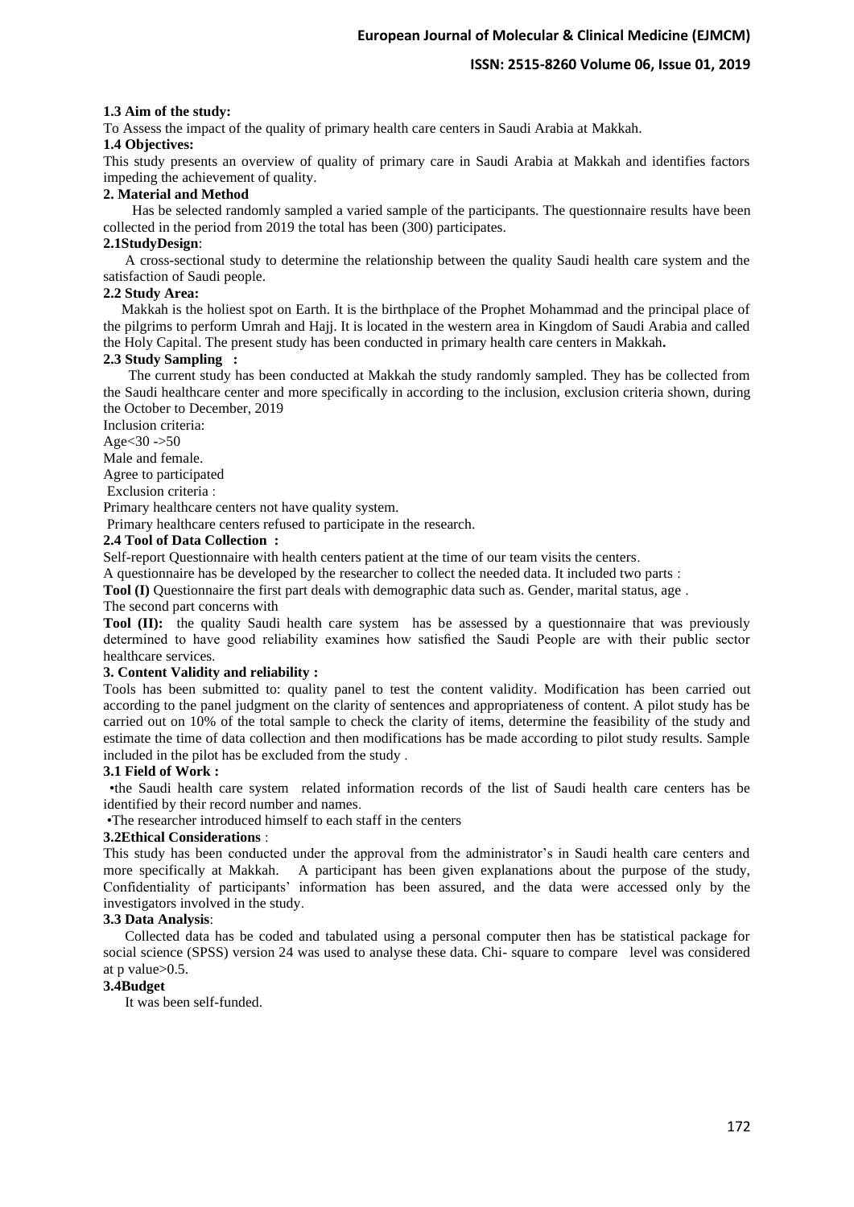**1.3 Aim of the study:**

To Assess the impact of the quality of primary health care centers in Saudi Arabia at Makkah.

**1.4 Objectives:**

This study presents an overview of quality of primary care in Saudi Arabia at Makkah and identifies factors impeding the achievement of quality.

## 2. Material and Method

Has be selected randomly sampled a varied sample of the participants. The questionnaire results have been collected in the period from 2019 the total has been (300) participates.

**2.1StudyDesign**:

A cross-sectional study to determine the relationship between the quality Saudi health care system and the satisfaction of Saudi people.

**2.2 Study Area:**

Makkah is the holiest spot on Earth. It is the birthplace of the Prophet Mohammad and the principal place of the pilgrims to perform Umrah and Hajj. It is located in the western area in Kingdom of Saudi Arabia and called the Holy Capital. The present study has been conducted in primary health care centers in Makkah**.**

**2.3 Study Sampling :**

The current study has been conducted at Makkah the study randomly sampled. They has be collected from the Saudi healthcare center and more specifically in according to the inclusion, exclusion criteria shown, during the October to December, 2019

Inclusion criteria:

Age<30 ->50

Male and female.

Agree to participated

Exclusion criteria :

Primary healthcare centers not have quality system.

Primary healthcare centers refused to participate in the research.

**2.4 Tool of Data Collection :**

Self-report Questionnaire with health centers patient at the time of our team visits the centers.

A questionnaire has be developed by the researcher to collect the needed data. It included two parts :

**Tool (I)** Questionnaire the first part deals with demographic data such as. Gender, marital status, age .

The second part concerns with

**Tool (II):** the quality Saudi health care system has be assessed by a questionnaire that was previously determined to have good reliability examines how satisfied the Saudi People are with their public sector healthcare services.

## 3. Content Validity and reliability :

Tools has been submitted to: quality panel to test the content validity. Modification has been carried out according to the panel judgment on the clarity of sentences and appropriateness of content. A pilot study has be carried out on 10% of the total sample to check the clarity of items, determine the feasibility of the study and estimate the time of data collection and then modifications has be made according to pilot study results. Sample included in the pilot has be excluded from the study .

**3.1 Field of Work :**

•the Saudi health care system related information records of the list of Saudi health care centers has be identified by their record number and names.

•The researcher introduced himself to each staff in the centers

**3.2Ethical Considerations** :

This study has been conducted under the approval from the administrator's in Saudi health care centers and more specifically at Makkah. A participant has been given explanations about the purpose of the study, Confidentiality of participants' information has been assured, and the data were accessed only by the investigators involved in the study.

**3.3 Data Analysis**:

Collected data has be coded and tabulated using a personal computer then has be statistical package for social science (SPSS) version 24 was used to analyse these data. Chi- square to compare level was considered at p value>0.5.

**3.4Budget**

It was been self-funded.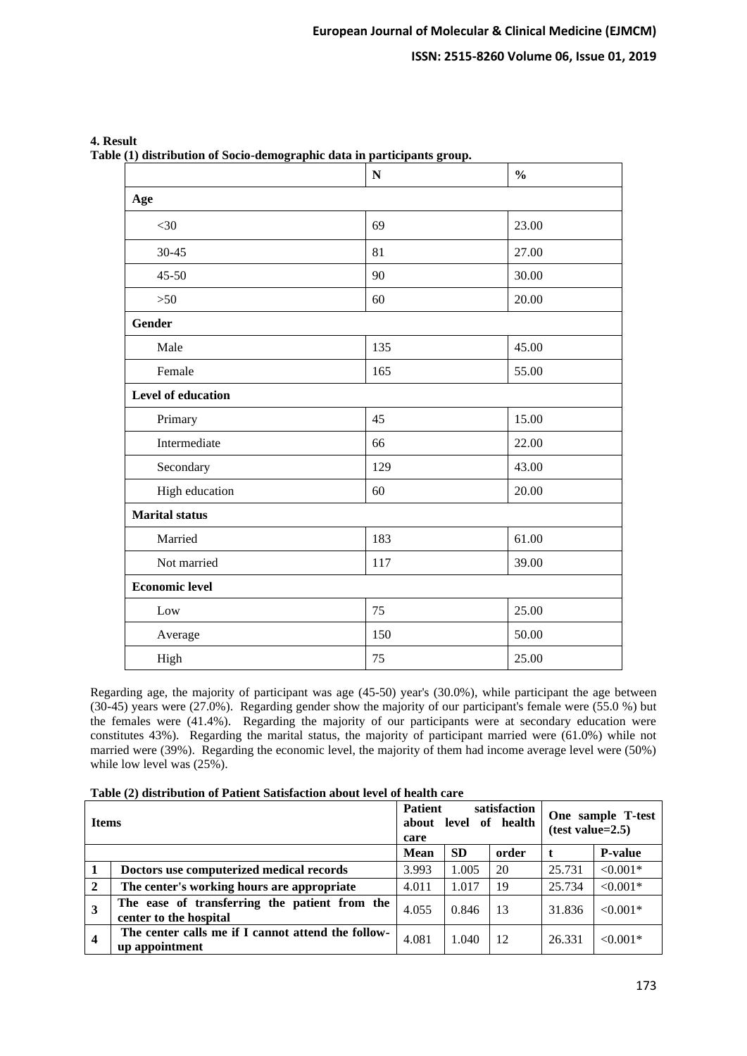## 4. Result

**Table (1) distribution of Socio-demographic data in participants group.**

| | N | % |
|---|---|---|
| **Age** | | |
| <30 | 69 | 23.00 |
| 30-45 | 81 | 27.00 |
| 45-50 | 90 | 30.00 |
| >50 | 60 | 20.00 |
| **Gender** | | |
| Male | 135 | 45.00 |
| Female | 165 | 55.00 |
| **Level of education** | | |
| Primary | 45 | 15.00 |
| Intermediate | 66 | 22.00 |
| Secondary | 129 | 43.00 |
| High education | 60 | 20.00 |
| **Marital status** | | |
| Married | 183 | 61.00 |
| Not married | 117 | 39.00 |
| **Economic level** | | |
| Low | 75 | 25.00 |
| Average | 150 | 50.00 |
| High | 75 | 25.00 |

Regarding age, the majority of participant was age (45-50) year's (30.0%), while participant the age between (30-45) years were (27.0%). Regarding gender show the majority of our participant's female were (55.0 %) but the females were (41.4%). Regarding the majority of our participants were at secondary education were constitutes 43%). Regarding the marital status, the majority of participant married were (61.0%) while not married were (39%). Regarding the economic level, the majority of them had income average level were (50%) while low level was (25%).

**Table (2) distribution of Patient Satisfaction about level of health care**

| **Items** | | **Patient satisfaction about level of health care** | | | **One sample T-test (test value=2.5)** | |
|---|---|---|---|---|---|---|
| | | **Mean** | **SD** | **order** | **t** | **P-value** |
| **1** | **Doctors use computerized medical records** | 3.993 | 1.005 | 20 | 25.731 | <0.001* |
| **2** | **The center's working hours are appropriate** | 4.011 | 1.017 | 19 | 25.734 | <0.001* |
| **3** | **The ease of transferring the patient from the center to the hospital** | 4.055 | 0.846 | 13 | 31.836 | <0.001* |
| **4** | **The center calls me if I cannot attend the follow-up appointment** | 4.081 | 1.040 | 12 | 26.331 | <0.001* |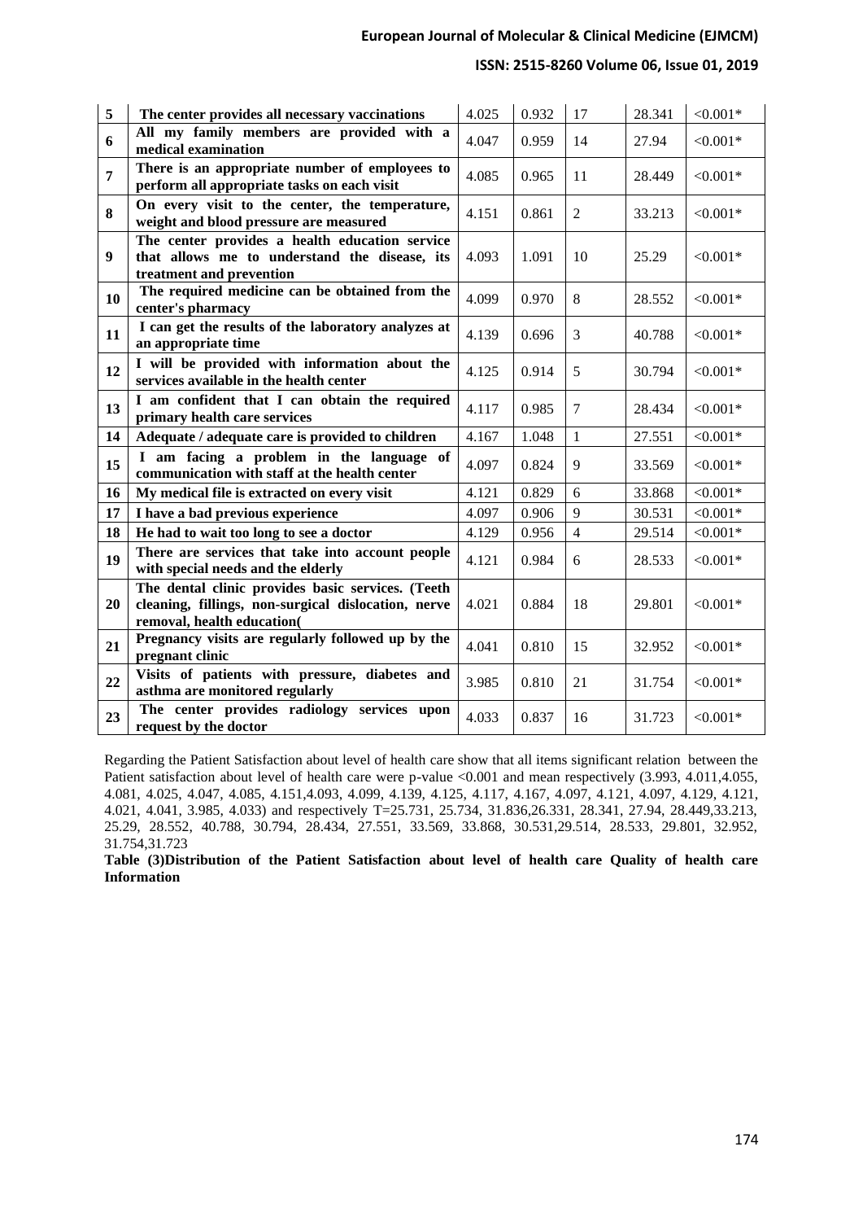| 5 | The center provides all necessary vaccinations | 4.025 | 0.932 | 17 | 28.341 | <0.001* |
|---|---|---|---|---|---|---|
| 6 | All my family members are provided with a medical examination | 4.047 | 0.959 | 14 | 27.94 | <0.001* |
| 7 | There is an appropriate number of employees to perform all appropriate tasks on each visit | 4.085 | 0.965 | 11 | 28.449 | <0.001* |
| 8 | On every visit to the center, the temperature, weight and blood pressure are measured | 4.151 | 0.861 | 2 | 33.213 | <0.001* |
| 9 | The center provides a health education service that allows me to understand the disease, its treatment and prevention | 4.093 | 1.091 | 10 | 25.29 | <0.001* |
| 10 | The required medicine can be obtained from the center's pharmacy | 4.099 | 0.970 | 8 | 28.552 | <0.001* |
| 11 | I can get the results of the laboratory analyzes at an appropriate time | 4.139 | 0.696 | 3 | 40.788 | <0.001* |
| 12 | I will be provided with information about the services available in the health center | 4.125 | 0.914 | 5 | 30.794 | <0.001* |
| 13 | I am confident that I can obtain the required primary health care services | 4.117 | 0.985 | 7 | 28.434 | <0.001* |
| 14 | Adequate / adequate care is provided to children | 4.167 | 1.048 | 1 | 27.551 | <0.001* |
| 15 | I am facing a problem in the language of communication with staff at the health center | 4.097 | 0.824 | 9 | 33.569 | <0.001* |
| 16 | My medical file is extracted on every visit | 4.121 | 0.829 | 6 | 33.868 | <0.001* |
| 17 | I have a bad previous experience | 4.097 | 0.906 | 9 | 30.531 | <0.001* |
| 18 | He had to wait too long to see a doctor | 4.129 | 0.956 | 4 | 29.514 | <0.001* |
| 19 | There are services that take into account people with special needs and the elderly | 4.121 | 0.984 | 6 | 28.533 | <0.001* |
| 20 | The dental clinic provides basic services. (Teeth cleaning, fillings, non-surgical dislocation, nerve removal, health education( | 4.021 | 0.884 | 18 | 29.801 | <0.001* |
| 21 | Pregnancy visits are regularly followed up by the pregnant clinic | 4.041 | 0.810 | 15 | 32.952 | <0.001* |
| 22 | Visits of patients with pressure, diabetes and asthma are monitored regularly | 3.985 | 0.810 | 21 | 31.754 | <0.001* |
| 23 | The center provides radiology services upon request by the doctor | 4.033 | 0.837 | 16 | 31.723 | <0.001* |

Regarding the Patient Satisfaction about level of health care show that all items significant relation between the Patient satisfaction about level of health care were p-value <0.001 and mean respectively (3.993, 4.011,4.055, 4.081, 4.025, 4.047, 4.085, 4.151,4.093, 4.099, 4.139, 4.125, 4.117, 4.167, 4.097, 4.121, 4.097, 4.129, 4.121, 4.021, 4.041, 3.985, 4.033) and respectively T=25.731, 25.734, 31.836,26.331, 28.341, 27.94, 28.449,33.213, 25.29, 28.552, 40.788, 30.794, 28.434, 27.551, 33.569, 33.868, 30.531,29.514, 28.533, 29.801, 32.952, 31.754,31.723

**Table (3)Distribution of the Patient Satisfaction about level of health care Quality of health care Information**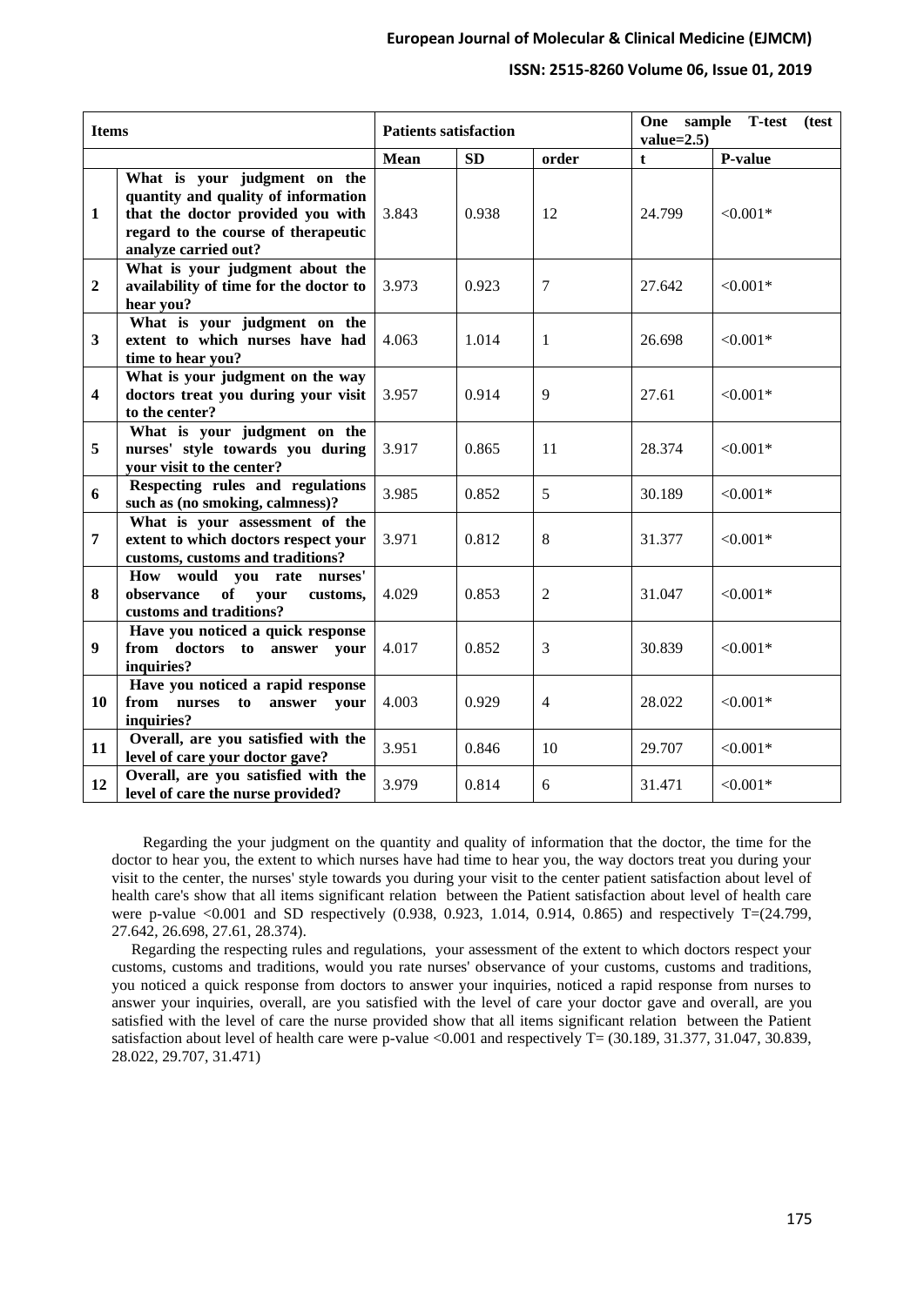| Items | | Patients satisfaction | | | One sample T-test (test value=2.5) | |
|---|---|---|---|---|---|---|
| | | Mean | SD | order | t | P-value |
| 1 | What is your judgment on the quantity and quality of information that the doctor provided you with regard to the course of therapeutic analyze carried out? | 3.843 | 0.938 | 12 | 24.799 | <0.001* |
| 2 | What is your judgment about the availability of time for the doctor to hear you? | 3.973 | 0.923 | 7 | 27.642 | <0.001* |
| 3 | What is your judgment on the extent to which nurses have had time to hear you? | 4.063 | 1.014 | 1 | 26.698 | <0.001* |
| 4 | What is your judgment on the way doctors treat you during your visit to the center? | 3.957 | 0.914 | 9 | 27.61 | <0.001* |
| 5 | What is your judgment on the nurses' style towards you during your visit to the center? | 3.917 | 0.865 | 11 | 28.374 | <0.001* |
| 6 | Respecting rules and regulations such as (no smoking, calmness)? | 3.985 | 0.852 | 5 | 30.189 | <0.001* |
| 7 | What is your assessment of the extent to which doctors respect your customs, customs and traditions? | 3.971 | 0.812 | 8 | 31.377 | <0.001* |
| 8 | How would you rate nurses' observance of your customs, customs and traditions? | 4.029 | 0.853 | 2 | 31.047 | <0.001* |
| 9 | Have you noticed a quick response from doctors to answer your inquiries? | 4.017 | 0.852 | 3 | 30.839 | <0.001* |
| 10 | Have you noticed a rapid response from nurses to answer your inquiries? | 4.003 | 0.929 | 4 | 28.022 | <0.001* |
| 11 | Overall, are you satisfied with the level of care your doctor gave? | 3.951 | 0.846 | 10 | 29.707 | <0.001* |
| 12 | Overall, are you satisfied with the level of care the nurse provided? | 3.979 | 0.814 | 6 | 31.471 | <0.001* |

Regarding the your judgment on the quantity and quality of information that the doctor, the time for the doctor to hear you, the extent to which nurses have had time to hear you, the way doctors treat you during your visit to the center, the nurses' style towards you during your visit to the center patient satisfaction about level of health care's show that all items significant relation between the Patient satisfaction about level of health care were p-value <0.001 and SD respectively (0.938, 0.923, 1.014, 0.914, 0.865) and respectively T=(24.799, 27.642, 26.698, 27.61, 28.374).

Regarding the respecting rules and regulations, your assessment of the extent to which doctors respect your customs, customs and traditions, would you rate nurses' observance of your customs, customs and traditions, you noticed a quick response from doctors to answer your inquiries, noticed a rapid response from nurses to answer your inquiries, overall, are you satisfied with the level of care your doctor gave and overall, are you satisfied with the level of care the nurse provided show that all items significant relation between the Patient satisfaction about level of health care were p-value <0.001 and respectively T= (30.189, 31.377, 31.047, 30.839, 28.022, 29.707, 31.471)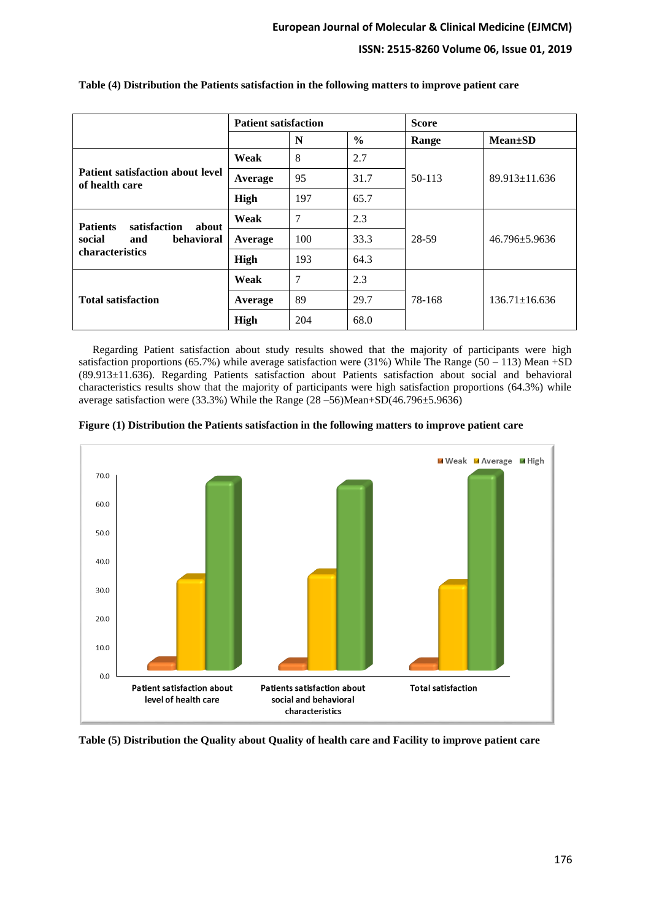**Table (4) Distribution the Patients satisfaction in the following matters to improve patient care**

| | Patient satisfaction | | | Score | |
|---|---|---|---|---|---|
| | | N | % | Range | Mean±SD |
| Patient satisfaction about level of health care | Weak | 8 | 2.7 | 50-113 | 89.913±11.636 |
| | Average | 95 | 31.7 | | |
| | High | 197 | 65.7 | | |
| Patients satisfaction about social and behavioral characteristics | Weak | 7 | 2.3 | 28-59 | 46.796±5.9636 |
| | Average | 100 | 33.3 | | |
| | High | 193 | 64.3 | | |
| Total satisfaction | Weak | 7 | 2.3 | 78-168 | 136.71±16.636 |
| | Average | 89 | 29.7 | | |
| | High | 204 | 68.0 | | |

Regarding Patient satisfaction about study results showed that the majority of participants were high satisfaction proportions (65.7%) while average satisfaction were (31%) While The Range (50 – 113) Mean +SD (89.913±11.636). Regarding Patients satisfaction about Patients satisfaction about social and behavioral characteristics results show that the majority of participants were high satisfaction proportions (64.3%) while average satisfaction were (33.3%) While the Range (28 –56)Mean+SD(46.796±5.9636)

**Figure (1) Distribution the Patients satisfaction in the following matters to improve patient care**

**Table (5) Distribution the Quality about Quality of health care and Facility to improve patient care**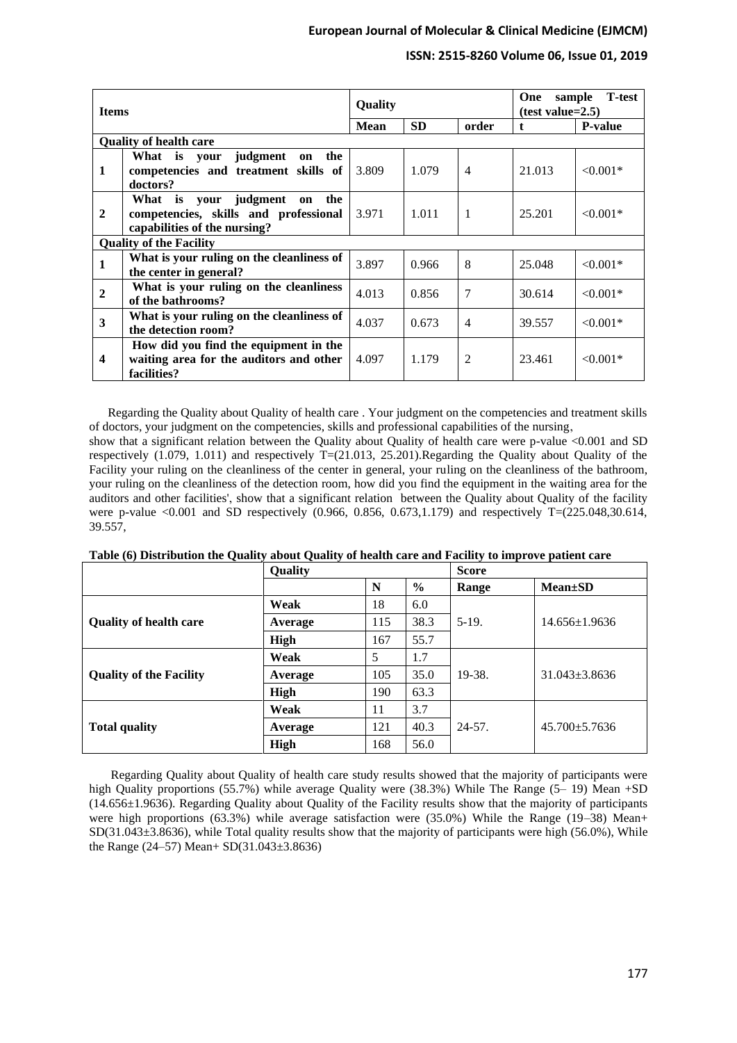| Items | | Quality | | | One sample T-test (test value=2.5) | |
|---|---|---|---|---|---|---|
| | | Mean | SD | order | t | P-value |
| **Quality of health care** | | | | | | |
| 1 | What is your judgment on the competencies and treatment skills of doctors? | 3.809 | 1.079 | 4 | 21.013 | <0.001* |
| 2 | What is your judgment on the competencies, skills and professional capabilities of the nursing? | 3.971 | 1.011 | 1 | 25.201 | <0.001* |
| **Quality of the Facility** | | | | | | |
| 1 | What is your ruling on the cleanliness of the center in general? | 3.897 | 0.966 | 8 | 25.048 | <0.001* |
| 2 | What is your ruling on the cleanliness of the bathrooms? | 4.013 | 0.856 | 7 | 30.614 | <0.001* |
| 3 | What is your ruling on the cleanliness of the detection room? | 4.037 | 0.673 | 4 | 39.557 | <0.001* |
| 4 | How did you find the equipment in the waiting area for the auditors and other facilities? | 4.097 | 1.179 | 2 | 23.461 | <0.001* |

Regarding the Quality about Quality of health care . Your judgment on the competencies and treatment skills of doctors, your judgment on the competencies, skills and professional capabilities of the nursing, show that a significant relation between the Quality about Quality of health care were p-value <0.001 and SD respectively (1.079, 1.011) and respectively T=(21.013, 25.201).Regarding the Quality about Quality of the Facility your ruling on the cleanliness of the center in general, your ruling on the cleanliness of the bathroom, your ruling on the cleanliness of the detection room, how did you find the equipment in the waiting area for the auditors and other facilities', show that a significant relation between the Quality about Quality of the facility were p-value <0.001 and SD respectively (0.966, 0.856, 0.673,1.179) and respectively T=(225.048,30.614, 39.557,

**Table (6) Distribution the Quality about Quality of health care and Facility to improve patient care**

| | Quality | | | Score | |
|---|---|---|---|---|---|
| | | N | % | Range | Mean±SD |
| **Quality of health care** | **Weak** | 18 | 6.0 | 5-19. | 14.656±1.9636 |
| | **Average** | 115 | 38.3 | | |
| | **High** | 167 | 55.7 | | |
| **Quality of the Facility** | **Weak** | 5 | 1.7 | 19-38. | 31.043±3.8636 |
| | **Average** | 105 | 35.0 | | |
| | **High** | 190 | 63.3 | | |
| **Total quality** | **Weak** | 11 | 3.7 | 24-57. | 45.700±5.7636 |
| | **Average** | 121 | 40.3 | | |
| | **High** | 168 | 56.0 | | |

Regarding Quality about Quality of health care study results showed that the majority of participants were high Quality proportions (55.7%) while average Quality were (38.3%) While The Range (5– 19) Mean +SD (14.656±1.9636). Regarding Quality about Quality of the Facility results show that the majority of participants were high proportions (63.3%) while average satisfaction were (35.0%) While the Range (19–38) Mean+ SD(31.043±3.8636), while Total quality results show that the majority of participants were high (56.0%), While the Range (24–57) Mean+ SD(31.043±3.8636)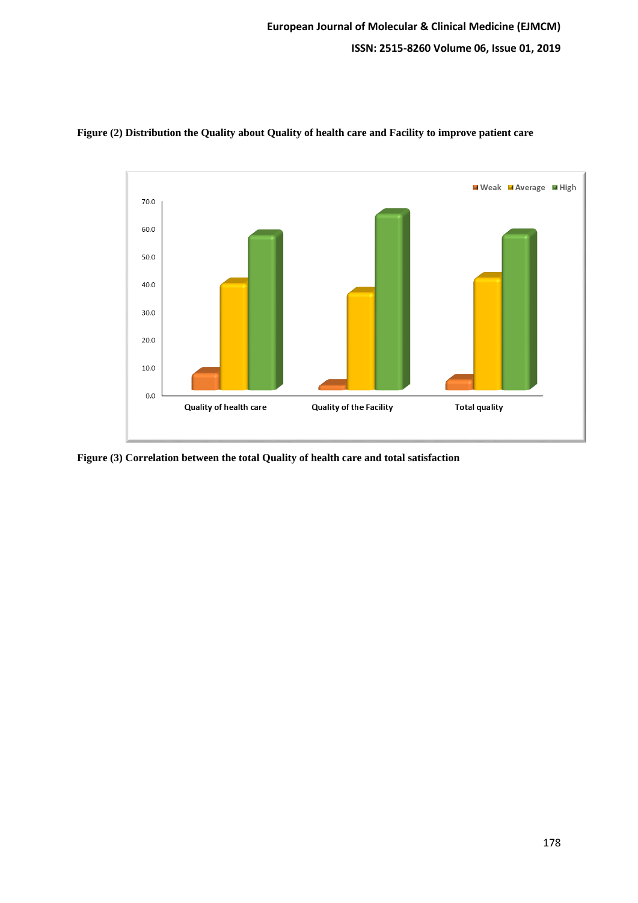**Figure (2) Distribution the Quality about Quality of health care and Facility to improve patient care**

**Figure (3) Correlation between the total Quality of health care and total satisfaction**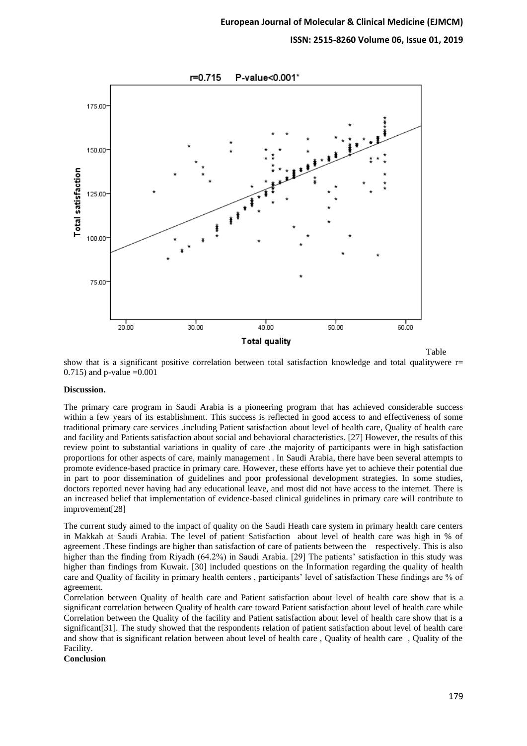Table show that is a significant positive correlation between total satisfaction knowledge and total qualitywere r= 0.715) and p-value =0.001

**Discussion.**

The primary care program in Saudi Arabia is a pioneering program that has achieved considerable success within a few years of its establishment. This success is reflected in good access to and effectiveness of some traditional primary care services .including Patient satisfaction about level of health care, Quality of health care and facility and Patients satisfaction about social and behavioral characteristics. [27] However, the results of this review point to substantial variations in quality of care .the majority of participants were in high satisfaction proportions for other aspects of care, mainly management . In Saudi Arabia, there have been several attempts to promote evidence-based practice in primary care. However, these efforts have yet to achieve their potential due in part to poor dissemination of guidelines and poor professional development strategies. In some studies, doctors reported never having had any educational leave, and most did not have access to the internet. There is an increased belief that implementation of evidence-based clinical guidelines in primary care will contribute to improvement[28]

The current study aimed to the impact of quality on the Saudi Heath care system in primary health care centers in Makkah at Saudi Arabia. The level of patient Satisfaction about level of health care was high in % of agreement .These findings are higher than satisfaction of care of patients between the respectively. This is also higher than the finding from Riyadh (64.2%) in Saudi Arabia. [29] The patients' satisfaction in this study was higher than findings from Kuwait. [30] included questions on the Information regarding the quality of health care and Quality of facility in primary health centers , participants' level of satisfaction These findings are % of agreement.

Correlation between Quality of health care and Patient satisfaction about level of health care show that is a significant correlation between Quality of health care toward Patient satisfaction about level of health care while Correlation between the Quality of the facility and Patient satisfaction about level of health care show that is a significant[31]. The study showed that the respondents relation of patient satisfaction about level of health care and show that is significant relation between about level of health care , Quality of health care , Quality of the Facility.

**Conclusion**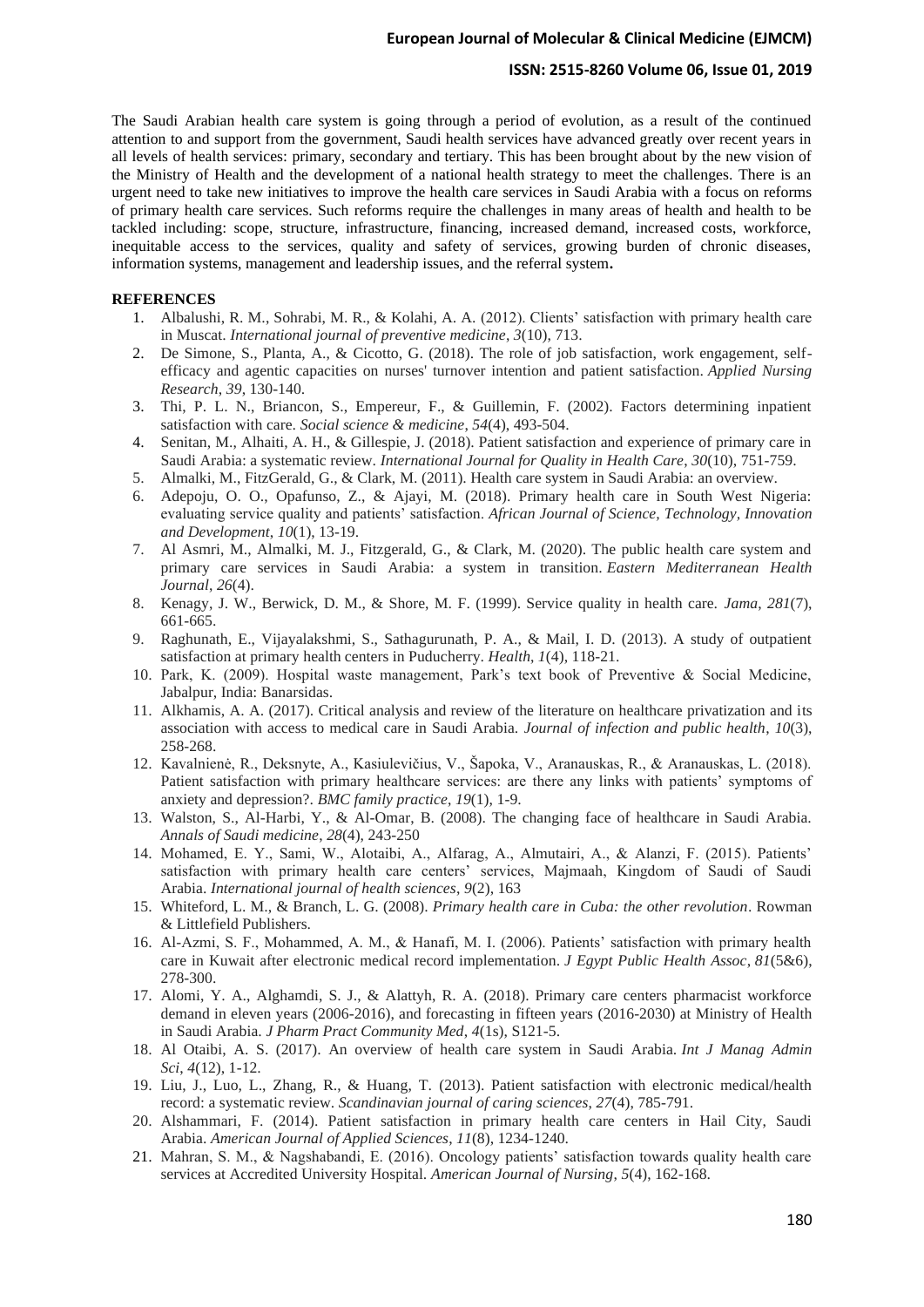The Saudi Arabian health care system is going through a period of evolution, as a result of the continued attention to and support from the government, Saudi health services have advanced greatly over recent years in all levels of health services: primary, secondary and tertiary. This has been brought about by the new vision of the Ministry of Health and the development of a national health strategy to meet the challenges. There is an urgent need to take new initiatives to improve the health care services in Saudi Arabia with a focus on reforms of primary health care services. Such reforms require the challenges in many areas of health and health to be tackled including: scope, structure, infrastructure, financing, increased demand, increased costs, workforce, inequitable access to the services, quality and safety of services, growing burden of chronic diseases, information systems, management and leadership issues, and the referral system**.**

## REFERENCES

1. Albalushi, R. M., Sohrabi, M. R., & Kolahi, A. A. (2012). Clients' satisfaction with primary health care in Muscat. *International journal of preventive medicine*, *3*(10), 713.
2. De Simone, S., Planta, A., & Cicotto, G. (2018). The role of job satisfaction, work engagement, self-efficacy and agentic capacities on nurses' turnover intention and patient satisfaction. *Applied Nursing Research*, *39*, 130-140.
3. Thi, P. L. N., Briancon, S., Empereur, F., & Guillemin, F. (2002). Factors determining inpatient satisfaction with care. *Social science & medicine*, *54*(4), 493-504.
4. Senitan, M., Alhaiti, A. H., & Gillespie, J. (2018). Patient satisfaction and experience of primary care in Saudi Arabia: a systematic review. *International Journal for Quality in Health Care*, *30*(10), 751-759.
5. Almalki, M., FitzGerald, G., & Clark, M. (2011). Health care system in Saudi Arabia: an overview.
6. Adepoju, O. O., Opafunso, Z., & Ajayi, M. (2018). Primary health care in South West Nigeria: evaluating service quality and patients' satisfaction. *African Journal of Science, Technology, Innovation and Development*, *10*(1), 13-19.
7. Al Asmri, M., Almalki, M. J., Fitzgerald, G., & Clark, M. (2020). The public health care system and primary care services in Saudi Arabia: a system in transition. *Eastern Mediterranean Health Journal*, *26*(4).
8. Kenagy, J. W., Berwick, D. M., & Shore, M. F. (1999). Service quality in health care. *Jama*, *281*(7), 661-665.
9. Raghunath, E., Vijayalakshmi, S., Sathagurunath, P. A., & Mail, I. D. (2013). A study of outpatient satisfaction at primary health centers in Puducherry. *Health*, *1*(4), 118-21.
10. Park, K. (2009). Hospital waste management, Park's text book of Preventive & Social Medicine, Jabalpur, India: Banarsidas.
11. Alkhamis, A. A. (2017). Critical analysis and review of the literature on healthcare privatization and its association with access to medical care in Saudi Arabia. *Journal of infection and public health*, *10*(3), 258-268.
12. Kavalnienė, R., Deksnyte, A., Kasiulevičius, V., Šapoka, V., Aranauskas, R., & Aranauskas, L. (2018). Patient satisfaction with primary healthcare services: are there any links with patients' symptoms of anxiety and depression?. *BMC family practice*, *19*(1), 1-9.
13. Walston, S., Al-Harbi, Y., & Al-Omar, B. (2008). The changing face of healthcare in Saudi Arabia. *Annals of Saudi medicine*, *28*(4), 243-250
14. Mohamed, E. Y., Sami, W., Alotaibi, A., Alfarag, A., Almutairi, A., & Alanzi, F. (2015). Patients' satisfaction with primary health care centers' services, Majmaah, Kingdom of Saudi of Saudi Arabia. *International journal of health sciences*, *9*(2), 163
15. Whiteford, L. M., & Branch, L. G. (2008). *Primary health care in Cuba: the other revolution*. Rowman & Littlefield Publishers.
16. Al-Azmi, S. F., Mohammed, A. M., & Hanafi, M. I. (2006). Patients' satisfaction with primary health care in Kuwait after electronic medical record implementation. *J Egypt Public Health Assoc*, *81*(5&6), 278-300.
17. Alomi, Y. A., Alghamdi, S. J., & Alattyh, R. A. (2018). Primary care centers pharmacist workforce demand in eleven years (2006-2016), and forecasting in fifteen years (2016-2030) at Ministry of Health in Saudi Arabia. *J Pharm Pract Community Med*, *4*(1s), S121-5.
18. Al Otaibi, A. S. (2017). An overview of health care system in Saudi Arabia. *Int J Manag Admin Sci*, *4*(12), 1-12.
19. Liu, J., Luo, L., Zhang, R., & Huang, T. (2013). Patient satisfaction with electronic medical/health record: a systematic review. *Scandinavian journal of caring sciences*, *27*(4), 785-791.
20. Alshammari, F. (2014). Patient satisfaction in primary health care centers in Hail City, Saudi Arabia. *American Journal of Applied Sciences*, *11*(8), 1234-1240.
21. Mahran, S. M., & Nagshabandi, E. (2016). Oncology patients' satisfaction towards quality health care services at Accredited University Hospital. *American Journal of Nursing*, *5*(4), 162-168.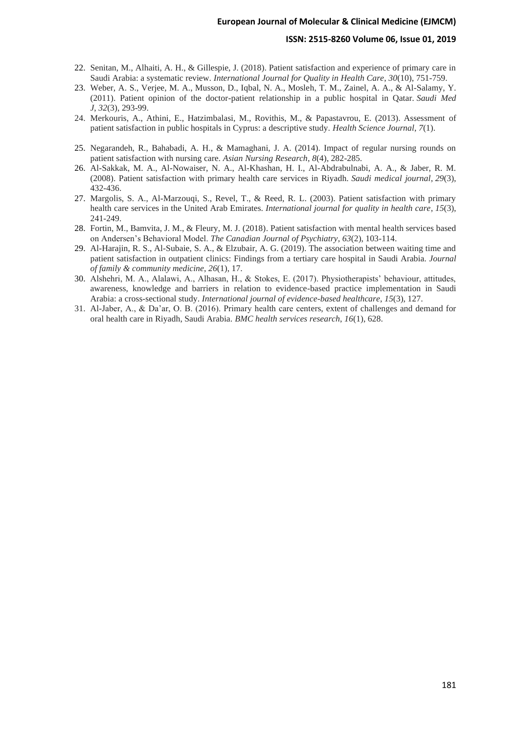22. Senitan, M., Alhaiti, A. H., & Gillespie, J. (2018). Patient satisfaction and experience of primary care in Saudi Arabia: a systematic review. *International Journal for Quality in Health Care*, *30*(10), 751-759.
23. Weber, A. S., Verjee, M. A., Musson, D., Iqbal, N. A., Mosleh, T. M., Zainel, A. A., & Al-Salamy, Y. (2011). Patient opinion of the doctor-patient relationship in a public hospital in Qatar. *Saudi Med J*, *32*(3), 293-99.
24. Merkouris, A., Athini, E., Hatzimbalasi, M., Rovithis, M., & Papastavrou, E. (2013). Assessment of patient satisfaction in public hospitals in Cyprus: a descriptive study. *Health Science Journal*, *7*(1).
25. Negarandeh, R., Bahabadi, A. H., & Mamaghani, J. A. (2014). Impact of regular nursing rounds on patient satisfaction with nursing care. *Asian Nursing Research*, *8*(4), 282-285.
26. Al-Sakkak, M. A., Al-Nowaiser, N. A., Al-Khashan, H. I., Al-Abdrabulnabi, A. A., & Jaber, R. M. (2008). Patient satisfaction with primary health care services in Riyadh. *Saudi medical journal*, *29*(3), 432-436.
27. Margolis, S. A., Al-Marzouqi, S., Revel, T., & Reed, R. L. (2003). Patient satisfaction with primary health care services in the United Arab Emirates. *International journal for quality in health care*, *15*(3), 241-249.
28. Fortin, M., Bamvita, J. M., & Fleury, M. J. (2018). Patient satisfaction with mental health services based on Andersen's Behavioral Model. *The Canadian Journal of Psychiatry*, *63*(2), 103-114.
29. Al-Harajin, R. S., Al-Subaie, S. A., & Elzubair, A. G. (2019). The association between waiting time and patient satisfaction in outpatient clinics: Findings from a tertiary care hospital in Saudi Arabia. *Journal of family & community medicine*, *26*(1), 17.
30. Alshehri, M. A., Alalawi, A., Alhasan, H., & Stokes, E. (2017). Physiotherapists' behaviour, attitudes, awareness, knowledge and barriers in relation to evidence-based practice implementation in Saudi Arabia: a cross-sectional study. *International journal of evidence-based healthcare*, *15*(3), 127.
31. Al-Jaber, A., & Da'ar, O. B. (2016). Primary health care centers, extent of challenges and demand for oral health care in Riyadh, Saudi Arabia. *BMC health services research*, *16*(1), 628.